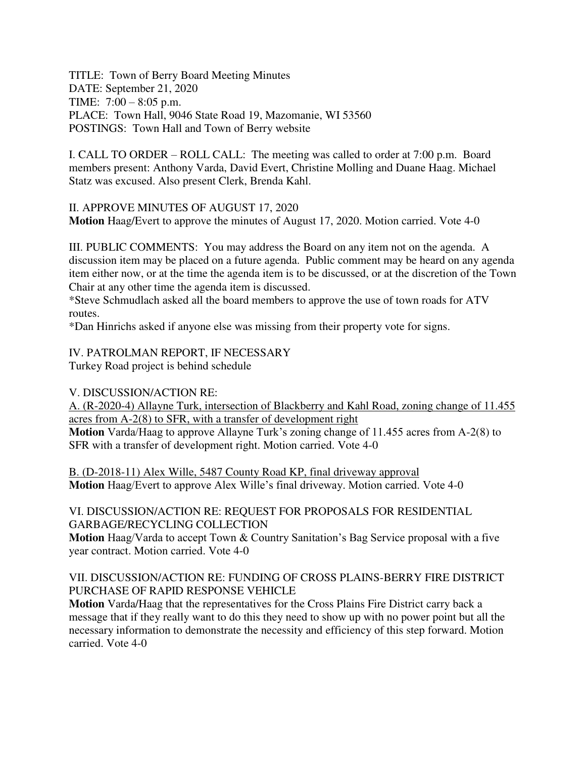TITLE: Town of Berry Board Meeting Minutes
DATE: September 21, 2020
TIME: 7:00 – 8:05 p.m.
PLACE: Town Hall, 9046 State Road 19, Mazomanie, WI 53560
POSTINGS: Town Hall and Town of Berry website

I. CALL TO ORDER – ROLL CALL: The meeting was called to order at 7:00 p.m. Board members present: Anthony Varda, David Evert, Christine Molling and Duane Haag. Michael Statz was excused. Also present Clerk, Brenda Kahl.

II. APPROVE MINUTES OF AUGUST 17, 2020
**Motion** Haag/Evert to approve the minutes of August 17, 2020. Motion carried. Vote 4-0

III. PUBLIC COMMENTS: You may address the Board on any item not on the agenda. A discussion item may be placed on a future agenda. Public comment may be heard on any agenda item either now, or at the time the agenda item is to be discussed, or at the discretion of the Town Chair at any other time the agenda item is discussed.
*Steve Schmudlach asked all the board members to approve the use of town roads for ATV routes.
*Dan Hinrichs asked if anyone else was missing from their property vote for signs.

IV. PATROLMAN REPORT, IF NECESSARY
Turkey Road project is behind schedule

V. DISCUSSION/ACTION RE:
<u>A. (R-2020-4) Allayne Turk, intersection of Blackberry and Kahl Road, zoning change of 11.455 acres from A-2(8) to SFR, with a transfer of development right</u>
**Motion** Varda/Haag to approve Allayne Turk's zoning change of 11.455 acres from A-2(8) to SFR with a transfer of development right. Motion carried. Vote 4-0

<u>B. (D-2018-11) Alex Wille, 5487 County Road KP, final driveway approval</u>
**Motion** Haag/Evert to approve Alex Wille's final driveway. Motion carried. Vote 4-0

VI. DISCUSSION/ACTION RE: REQUEST FOR PROPOSALS FOR RESIDENTIAL GARBAGE/RECYCLING COLLECTION
**Motion** Haag/Varda to accept Town & Country Sanitation's Bag Service proposal with a five year contract. Motion carried. Vote 4-0

VII. DISCUSSION/ACTION RE: FUNDING OF CROSS PLAINS-BERRY FIRE DISTRICT PURCHASE OF RAPID RESPONSE VEHICLE
**Motion** Varda/Haag that the representatives for the Cross Plains Fire District carry back a message that if they really want to do this they need to show up with no power point but all the necessary information to demonstrate the necessity and efficiency of this step forward. Motion carried. Vote 4-0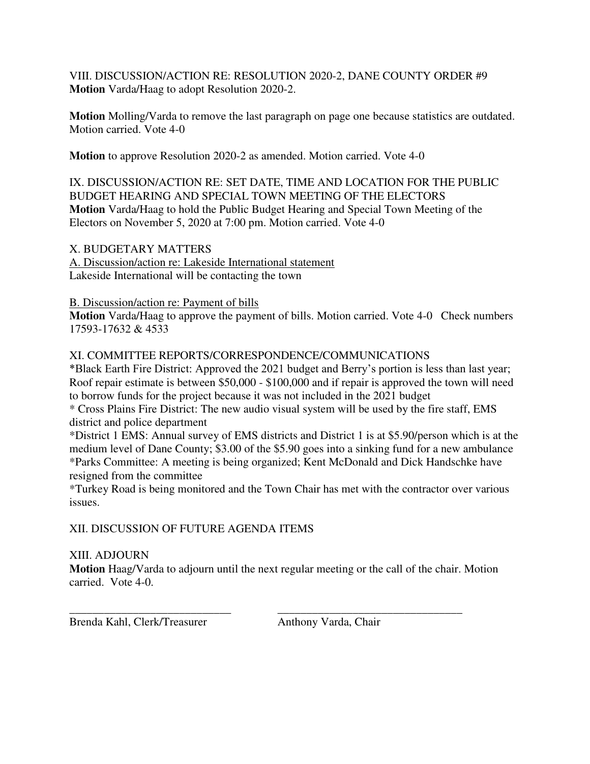VIII. DISCUSSION/ACTION RE: RESOLUTION 2020-2, DANE COUNTY ORDER #9
**Motion** Varda/Haag to adopt Resolution 2020-2.

**Motion** Molling/Varda to remove the last paragraph on page one because statistics are outdated. Motion carried. Vote 4-0

**Motion** to approve Resolution 2020-2 as amended. Motion carried. Vote 4-0

IX. DISCUSSION/ACTION RE: SET DATE, TIME AND LOCATION FOR THE PUBLIC BUDGET HEARING AND SPECIAL TOWN MEETING OF THE ELECTORS
**Motion** Varda/Haag to hold the Public Budget Hearing and Special Town Meeting of the Electors on November 5, 2020 at 7:00 pm. Motion carried. Vote 4-0

X. BUDGETARY MATTERS
A. Discussion/action re: Lakeside International statement
Lakeside International will be contacting the town

B. Discussion/action re: Payment of bills
**Motion** Varda/Haag to approve the payment of bills. Motion carried. Vote 4-0 Check numbers 17593-17632 & 4533

XI. COMMITTEE REPORTS/CORRESPONDENCE/COMMUNICATIONS
*Black Earth Fire District: Approved the 2021 budget and Berry's portion is less than last year; Roof repair estimate is between $50,000 - $100,000 and if repair is approved the town will need to borrow funds for the project because it was not included in the 2021 budget
* Cross Plains Fire District: The new audio visual system will be used by the fire staff, EMS district and police department
*District 1 EMS: Annual survey of EMS districts and District 1 is at $5.90/person which is at the medium level of Dane County; $3.00 of the $5.90 goes into a sinking fund for a new ambulance
*Parks Committee: A meeting is being organized; Kent McDonald and Dick Handschke have resigned from the committee
*Turkey Road is being monitored and the Town Chair has met with the contractor over various issues.

XII. DISCUSSION OF FUTURE AGENDA ITEMS

XIII. ADJOURN
**Motion** Haag/Varda to adjourn until the next regular meeting or the call of the chair. Motion carried. Vote 4-0.

_____________________________ _________________________________

Brenda Kahl, Clerk/Treasurer Anthony Varda, Chair